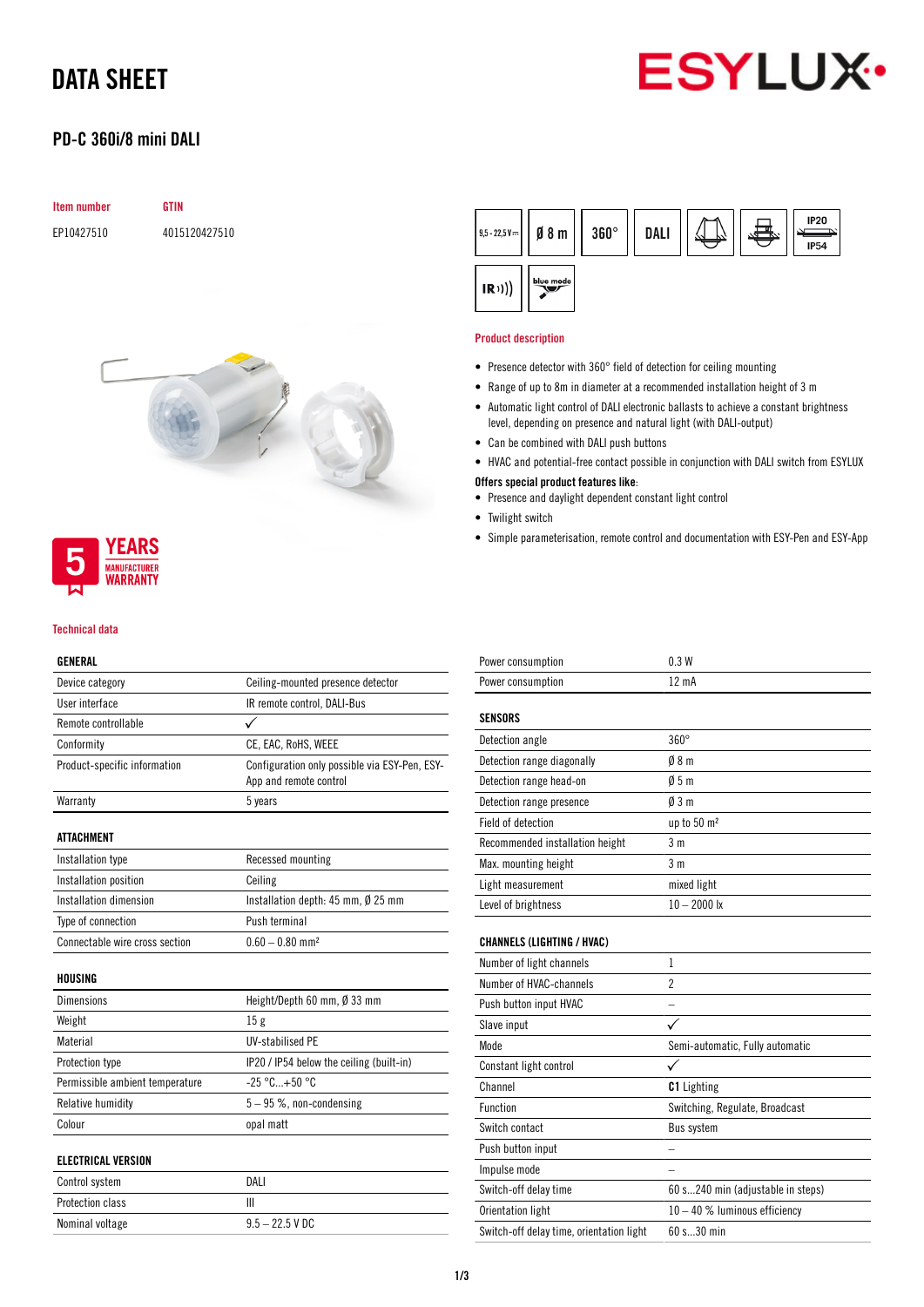# DATA SHEET

## PD-C 360i/8 mini DALI

| Item number | GTIN |
|---|---|
| EP10427510 | 4015120427510 |

5 YEARS MANUFACTURER WARRANTY

### Product description

- Presence detector with 360° field of detection for ceiling mounting
- Range of up to 8m in diameter at a recommended installation height of 3 m
- Automatic light control of DALI electronic ballasts to achieve a constant brightness level, depending on presence and natural light (with DALI-output)
- Can be combined with DALI push buttons
- HVAC and potential-free contact possible in conjunction with DALI switch from ESYLUX

**Offers special product features like:**

- Presence and daylight dependent constant light control
- Twilight switch
- Simple parameterisation, remote control and configuration with ESY-Pen and ESY-App

### Technical data

| GENERAL | |
|---|---|
| Device category | Ceiling-mounted presence detector |
| User interface | IR remote control, DALI-Bus |
| Remote controllable | ✓ |
| Conformity | CE, EAC, RoHS, WEEE |
| Product-specific information | Configuration only possible via ESY-Pen, ESY-App and remote control |
| Warranty | 5 years |

| ATTACHMENT | |
|---|---|
| Installation type | Recessed mounting |
| Installation position | Ceiling |
| Installation dimension | Installation depth: 45 mm, Ø 25 mm |
| Type of connection | Push terminal |
| Connectable wire cross section | 0.60 – 0.80 mm² |

| HOUSING | |
|---|---|
| Dimensions | Height/Depth 60 mm, Ø 33 mm |
| Weight | 15 g |
| Material | UV-stabilised PE |
| Protection type | IP20 / IP54 below the ceiling (built-in) |
| Permissible ambient temperature | -25 °C...+50 °C |
| Relative humidity | 5 – 95 %, non-condensing |
| Colour | opal matt |

| ELECTRICAL VERSION | |
|---|---|
| Control system | DALI |
| Protection class | III |
| Nominal voltage | 9.5 – 22.5 V DC |
| Power consumption | 0.3 W |
| Power consumption | 12 mA |

| SENSORS | |
|---|---|
| Detection angle | 360° |
| Detection range diagonally | Ø 8 m |
| Detection range head-on | Ø 5 m |
| Detection range presence | Ø 3 m |
| Field of detection | up to 50 m² |
| Recommended installation height | 3 m |
| Max. mounting height | 3 m |
| Light measurement | mixed light |
| Level of brightness | 10 – 2000 lx |

| CHANNELS (LIGHTING / HVAC) | |
|---|---|
| Number of light channels | 1 |
| Number of HVAC-channels | 2 |
| Push button input HVAC | – |
| Slave input | ✓ |
| Mode | Semi-automatic, Fully automatic |
| Constant light control | ✓ |
| Channel | **C1** Lighting |
| Function | Switching, Regulate, Broadcast |
| Switch contact | Bus system |
| Push button input | – |
| Impulse mode | – |
| Switch-off delay time | 60 s...240 min (adjustable in steps) |
| Orientation light | 10 – 40 % luminous efficiency |
| Switch-off delay time, orientation light | 60 s...30 min |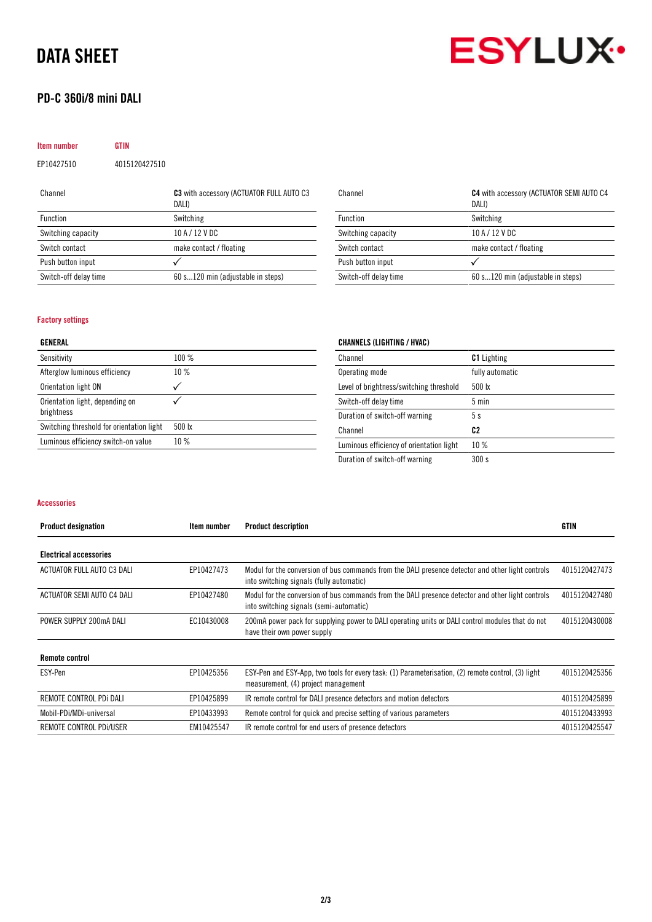# DATA SHEET

## PD-C 360i/8 mini DALI

| Item number | GTIN |
|---|---|
| EP10427510 | 4015120427510 |

| Channel | **C3** with accessory (ACTUATOR FULL AUTO C3 DALI) |
|---|---|
| Function | Switching |
| Switching capacity | 10 A / 12 V DC |
| Switch contact | make contact / floating |
| Push button input | ✓ |
| Switch-off delay time | 60 s...120 min (adjustable in steps) |

| Channel | **C4** with accessory (ACTUATOR SEMI AUTO C4 DALI) |
|---|---|
| Function | Switching |
| Switching capacity | 10 A / 12 V DC |
| Switch contact | make contact / floating |
| Push button input | ✓ |
| Switch-off delay time | 60 s...120 min (adjustable in steps) |

### Factory settings

| **GENERAL** | |
|---|---|
| Sensitivity | 100 % |
| Afterglow luminous efficiency | 10 % |
| Orientation light ON | ✓ |
| Orientation light, depending on brightness | ✓ |
| Switching threshold for orientation light | 500 lx |
| Luminous efficiency switch-on value | 10 % |

| **CHANNELS (LIGHTING / HVAC)** | |
|---|---|
| Channel | **C1** Lighting |
| Operating mode | fully automatic |
| Level of brightness/switching threshold | 500 lx |
| Switch-off delay time | 5 min |
| Duration of switch-off warning | 5 s |
| Channel | **C2** |
| Luminous efficiency of orientation light | 10 % |
| Duration of switch-off warning | 300 s |

### Accessories

| Product designation | Item number | Product description | GTIN |
|---|---|---|---|
| **Electrical accessories** | | | |
| ACTUATOR FULL AUTO C3 DALI | EP10427473 | Modul for the conversion of bus commands from the DALI presence detector and other light controls into switching signals (fully automatic) | 4015120427473 |
| ACTUATOR SEMI AUTO C4 DALI | EP10427480 | Modul for the conversion of bus commands from the DALI presence detector and other light controls into switching signals (semi-automatic) | 4015120427480 |
| POWER SUPPLY 200mA DALI | EC10430008 | 200mA power pack for supplying power to DALI operating units or DALI control modules that do not have their own power supply | 4015120430008 |
| **Remote control** | | | |
| ESY-Pen | EP10425356 | ESY-Pen and ESY-App, two tools for every task: (1) Parameterisation, (2) remote control, (3) light measurement, (4) project management | 4015120425356 |
| REMOTE CONTROL PDi DALI | EP10425899 | IR remote control for DALI presence detectors and motion detectors | 4015120425899 |
| Mobil-PDi/MDi-universal | EP10433993 | Remote control for quick and precise setting of various parameters | 4015120433993 |
| REMOTE CONTROL PDi/USER | EM10425547 | IR remote control for end users of presence detectors | 4015120425547 |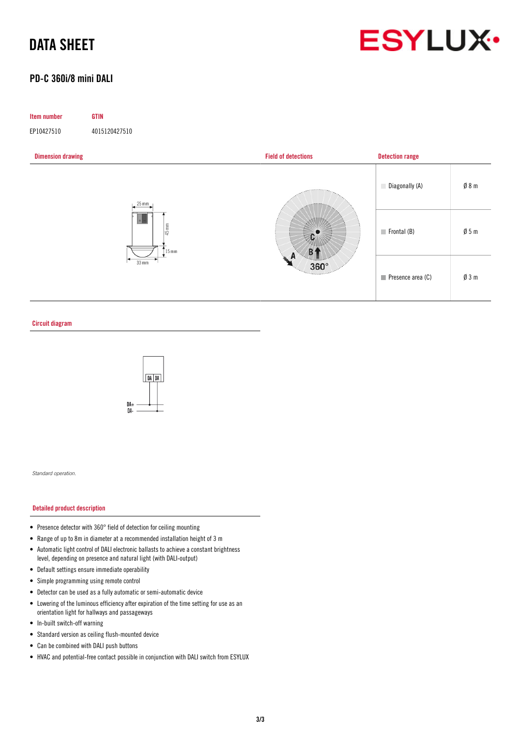# DATA SHEET

ESYLUX

## PD-C 360i/8 mini DALI

| Item number | GTIN |
| --- | --- |
| EP10427510 | 4015120427510 |

### Dimension drawing

25 mm
45 mm
15 mm
33 mm

### Field of detections

A
B
C
360°

### Detection range

| | |
| --- | --- |
| Diagonally (A) | Ø 8 m |
| Frontal (B) | Ø 5 m |
| Presence area (C) | Ø 3 m |

### Circuit diagram

DA DA
DA+
DA-

*Standard operation.*

### Detailed product description

- Presence detector with 360° field of detection for ceiling mounting
- Range of up to 8m in diameter at a recommended installation height of 3 m
- Automatic light control of DALI electronic ballasts to achieve a constant brightness level, depending on presence and natural light (with DALI-output)
- Default settings ensure immediate operability
- Simple programming using remote control
- Detector can be used as a fully automatic or semi-automatic device
- Lowering of the luminous efficiency after expiration of the time setting for use as an orientation light for hallways and passageways
- In-built switch-off warning
- Standard version as ceiling flush-mounted device
- Can be combined with DALI push buttons
- HVAC and potential-free contact possible in conjunction with DALI switch from ESYLUX